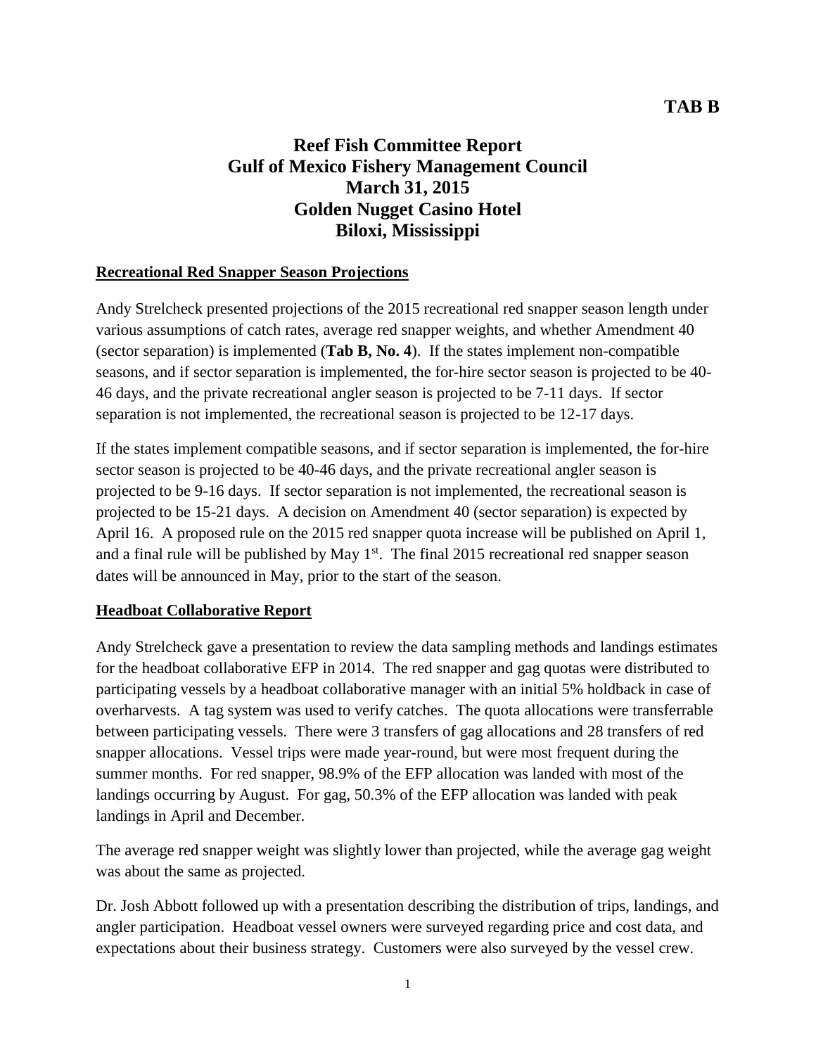**TAB B**

# Reef Fish Committee Report
# Gulf of Mexico Fishery Management Council
# March 31, 2015
# Golden Nugget Casino Hotel
# Biloxi, Mississippi

## Recreational Red Snapper Season Projections

Andy Strelcheck presented projections of the 2015 recreational red snapper season length under various assumptions of catch rates, average red snapper weights, and whether Amendment 40 (sector separation) is implemented (**Tab B, No. 4**). If the states implement non-compatible seasons, and if sector separation is implemented, the for-hire sector season is projected to be 40-46 days, and the private recreational angler season is projected to be 7-11 days. If sector separation is not implemented, the recreational season is projected to be 12-17 days.

If the states implement compatible seasons, and if sector separation is implemented, the for-hire sector season is projected to be 40-46 days, and the private recreational angler season is projected to be 9-16 days. If sector separation is not implemented, the recreational season is projected to be 15-21 days. A decision on Amendment 40 (sector separation) is expected by April 16. A proposed rule on the 2015 red snapper quota increase will be published on April 1, and a final rule will be published by May 1st. The final 2015 recreational red snapper season dates will be announced in May, prior to the start of the season.

## Headboat Collaborative Report

Andy Strelcheck gave a presentation to review the data sampling methods and landings estimates for the headboat collaborative EFP in 2014. The red snapper and gag quotas were distributed to participating vessels by a headboat collaborative manager with an initial 5% holdback in case of overharvests. A tag system was used to verify catches. The quota allocations were transferrable between participating vessels. There were 3 transfers of gag allocations and 28 transfers of red snapper allocations. Vessel trips were made year-round, but were most frequent during the summer months. For red snapper, 98.9% of the EFP allocation was landed with most of the landings occurring by August. For gag, 50.3% of the EFP allocation was landed with peak landings in April and December.

The average red snapper weight was slightly lower than projected, while the average gag weight was about the same as projected.

Dr. Josh Abbott followed up with a presentation describing the distribution of trips, landings, and angler participation. Headboat vessel owners were surveyed regarding price and cost data, and expectations about their business strategy. Customers were also surveyed by the vessel crew.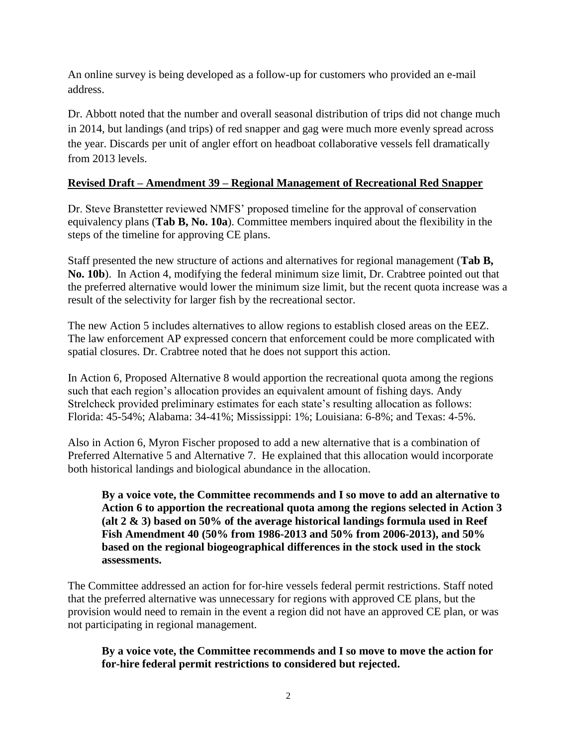An online survey is being developed as a follow-up for customers who provided an e-mail address.

Dr. Abbott noted that the number and overall seasonal distribution of trips did not change much in 2014, but landings (and trips) of red snapper and gag were much more evenly spread across the year. Discards per unit of angler effort on headboat collaborative vessels fell dramatically from 2013 levels.

**Revised Draft – Amendment 39 – Regional Management of Recreational Red Snapper**

Dr. Steve Branstetter reviewed NMFS' proposed timeline for the approval of conservation equivalency plans (**Tab B, No. 10a**). Committee members inquired about the flexibility in the steps of the timeline for approving CE plans.

Staff presented the new structure of actions and alternatives for regional management (**Tab B, No. 10b**). In Action 4, modifying the federal minimum size limit, Dr. Crabtree pointed out that the preferred alternative would lower the minimum size limit, but the recent quota increase was a result of the selectivity for larger fish by the recreational sector.

The new Action 5 includes alternatives to allow regions to establish closed areas on the EEZ. The law enforcement AP expressed concern that enforcement could be more complicated with spatial closures. Dr. Crabtree noted that he does not support this action.

In Action 6, Proposed Alternative 8 would apportion the recreational quota among the regions such that each region's allocation provides an equivalent amount of fishing days. Andy Strelcheck provided preliminary estimates for each state's resulting allocation as follows: Florida: 45-54%; Alabama: 34-41%; Mississippi: 1%; Louisiana: 6-8%; and Texas: 4-5%.

Also in Action 6, Myron Fischer proposed to add a new alternative that is a combination of Preferred Alternative 5 and Alternative 7. He explained that this allocation would incorporate both historical landings and biological abundance in the allocation.

> **By a voice vote, the Committee recommends and I so move to add an alternative to Action 6 to apportion the recreational quota among the regions selected in Action 3 (alt 2 & 3) based on 50% of the average historical landings formula used in Reef Fish Amendment 40 (50% from 1986-2013 and 50% from 2006-2013), and 50% based on the regional biogeographical differences in the stock used in the stock assessments.**

The Committee addressed an action for for-hire vessels federal permit restrictions. Staff noted that the preferred alternative was unnecessary for regions with approved CE plans, but the provision would need to remain in the event a region did not have an approved CE plan, or was not participating in regional management.

> **By a voice vote, the Committee recommends and I so move to move the action for for-hire federal permit restrictions to considered but rejected.**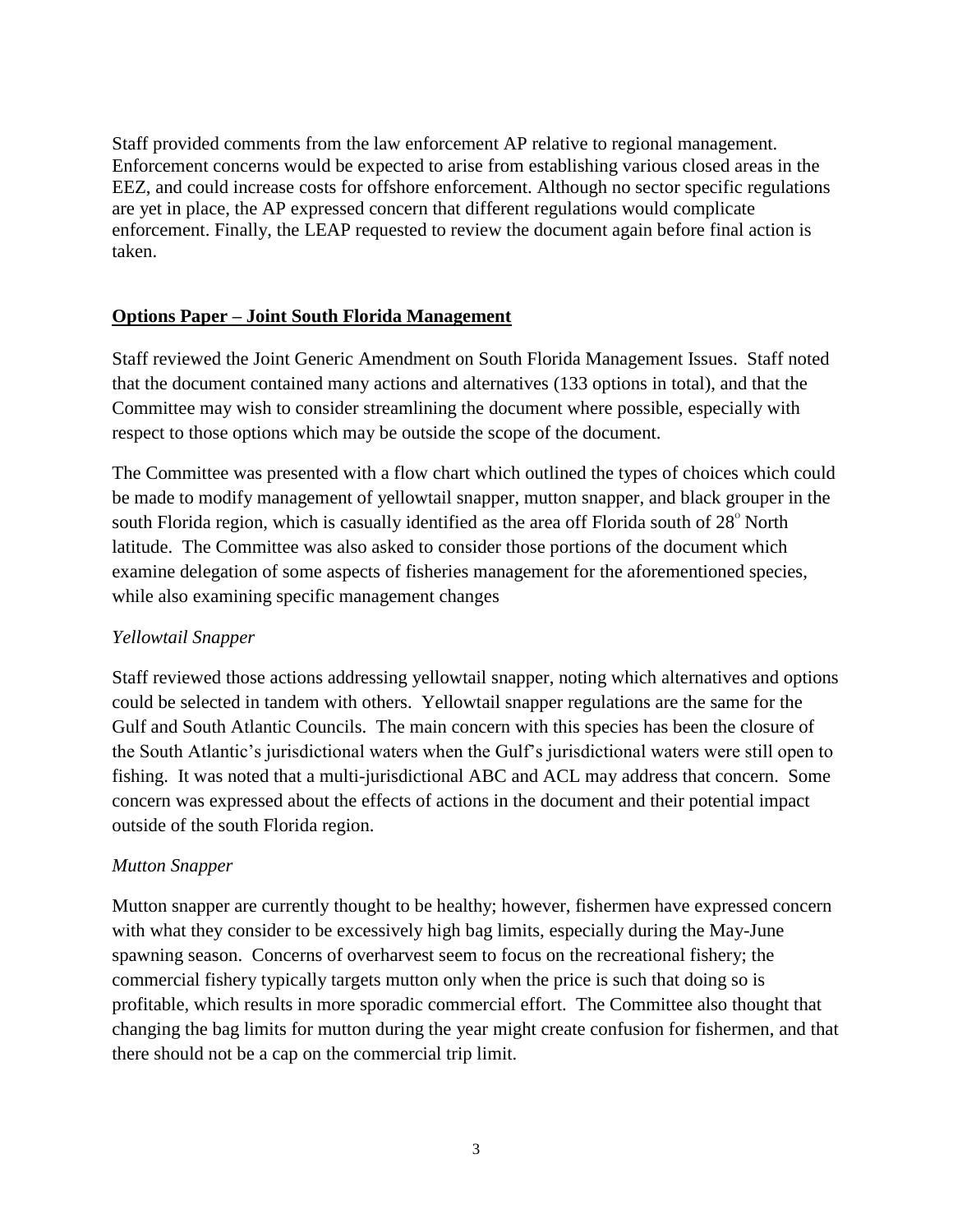Staff provided comments from the law enforcement AP relative to regional management. Enforcement concerns would be expected to arise from establishing various closed areas in the EEZ, and could increase costs for offshore enforcement. Although no sector specific regulations are yet in place, the AP expressed concern that different regulations would complicate enforcement. Finally, the LEAP requested to review the document again before final action is taken.

## **Options Paper – Joint South Florida Management**

Staff reviewed the Joint Generic Amendment on South Florida Management Issues. Staff noted that the document contained many actions and alternatives (133 options in total), and that the Committee may wish to consider streamlining the document where possible, especially with respect to those options which may be outside the scope of the document.

The Committee was presented with a flow chart which outlined the types of choices which could be made to modify management of yellowtail snapper, mutton snapper, and black grouper in the south Florida region, which is casually identified as the area off Florida south of 28° North latitude. The Committee was also asked to consider those portions of the document which examine delegation of some aspects of fisheries management for the aforementioned species, while also examining specific management changes

### *Yellowtail Snapper*

Staff reviewed those actions addressing yellowtail snapper, noting which alternatives and options could be selected in tandem with others. Yellowtail snapper regulations are the same for the Gulf and South Atlantic Councils. The main concern with this species has been the closure of the South Atlantic's jurisdictional waters when the Gulf's jurisdictional waters were still open to fishing. It was noted that a multi-jurisdictional ABC and ACL may address that concern. Some concern was expressed about the effects of actions in the document and their potential impact outside of the south Florida region.

### *Mutton Snapper*

Mutton snapper are currently thought to be healthy; however, fishermen have expressed concern with what they consider to be excessively high bag limits, especially during the May-June spawning season. Concerns of overharvest seem to focus on the recreational fishery; the commercial fishery typically targets mutton only when the price is such that doing so is profitable, which results in more sporadic commercial effort. The Committee also thought that changing the bag limits for mutton during the year might create confusion for fishermen, and that there should not be a cap on the commercial trip limit.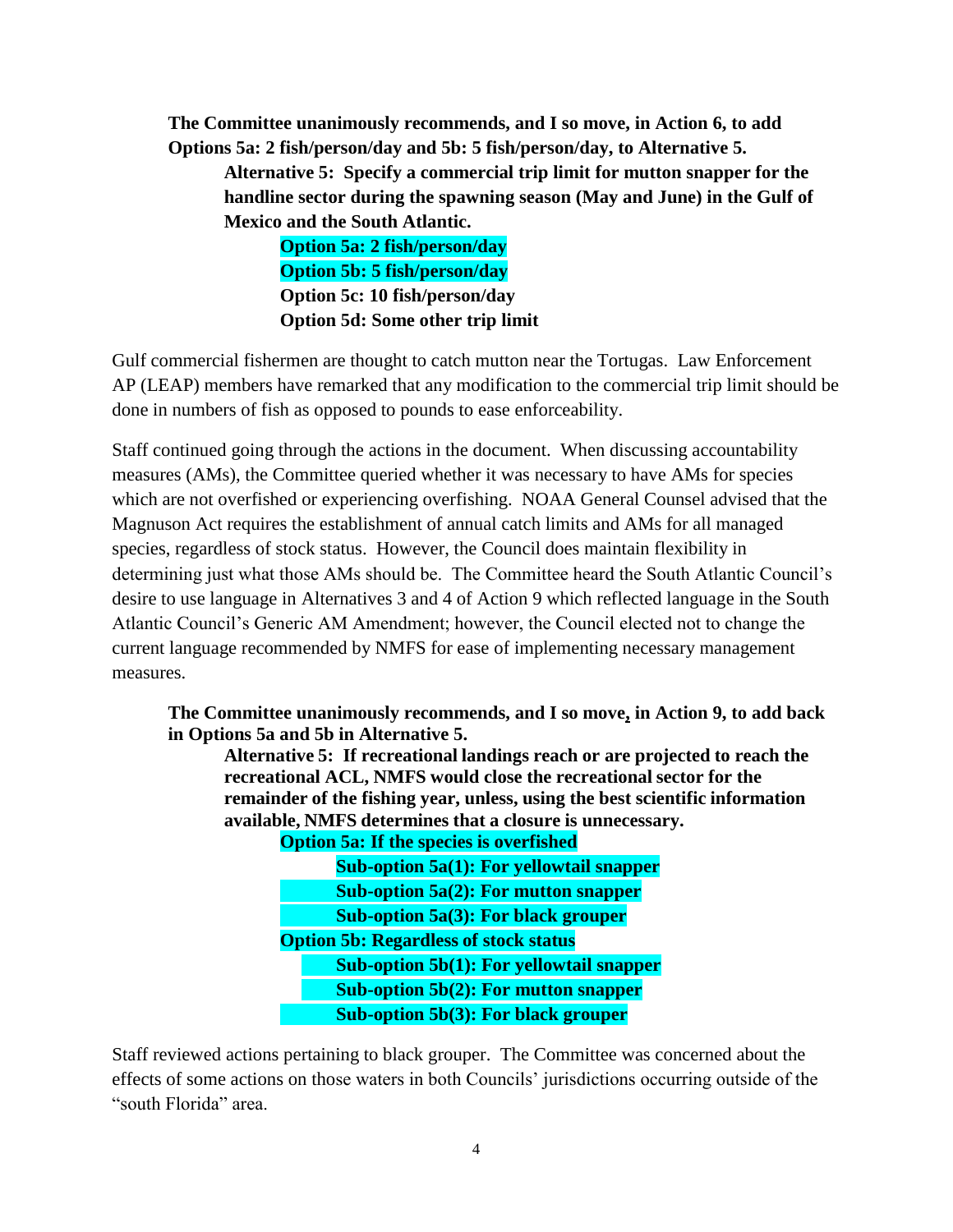**The Committee unanimously recommends, and I so move, in Action 6, to add Options 5a: 2 fish/person/day and 5b: 5 fish/person/day, to Alternative 5.**

> **Alternative 5: Specify a commercial trip limit for mutton snapper for the handline sector during the spawning season (May and June) in the Gulf of Mexico and the South Atlantic.**
>
> > **Option 5a: 2 fish/person/day**
> > **Option 5b: 5 fish/person/day**
> > **Option 5c: 10 fish/person/day**
> > **Option 5d: Some other trip limit**

Gulf commercial fishermen are thought to catch mutton near the Tortugas. Law Enforcement AP (LEAP) members have remarked that any modification to the commercial trip limit should be done in numbers of fish as opposed to pounds to ease enforceability.

Staff continued going through the actions in the document. When discussing accountability measures (AMs), the Committee queried whether it was necessary to have AMs for species which are not overfished or experiencing overfishing. NOAA General Counsel advised that the Magnuson Act requires the establishment of annual catch limits and AMs for all managed species, regardless of stock status. However, the Council does maintain flexibility in determining just what those AMs should be. The Committee heard the South Atlantic Council's desire to use language in Alternatives 3 and 4 of Action 9 which reflected language in the South Atlantic Council's Generic AM Amendment; however, the Council elected not to change the current language recommended by NMFS for ease of implementing necessary management measures.

**The Committee unanimously recommends, and I so move, in Action 9, to add back in Options 5a and 5b in Alternative 5.**

> **Alternative 5: If recreational landings reach or are projected to reach the recreational ACL, NMFS would close the recreational sector for the remainder of the fishing year, unless, using the best scientific information available, NMFS determines that a closure is unnecessary.**
>
> > **Option 5a: If the species is overfished**
> > > **Sub-option 5a(1): For yellowtail snapper**
> > > **Sub-option 5a(2): For mutton snapper**
> > > **Sub-option 5a(3): For black grouper**
> >
> > **Option 5b: Regardless of stock status**
> > > **Sub-option 5b(1): For yellowtail snapper**
> > > **Sub-option 5b(2): For mutton snapper**
> > > **Sub-option 5b(3): For black grouper**

Staff reviewed actions pertaining to black grouper. The Committee was concerned about the effects of some actions on those waters in both Councils' jurisdictions occurring outside of the "south Florida" area.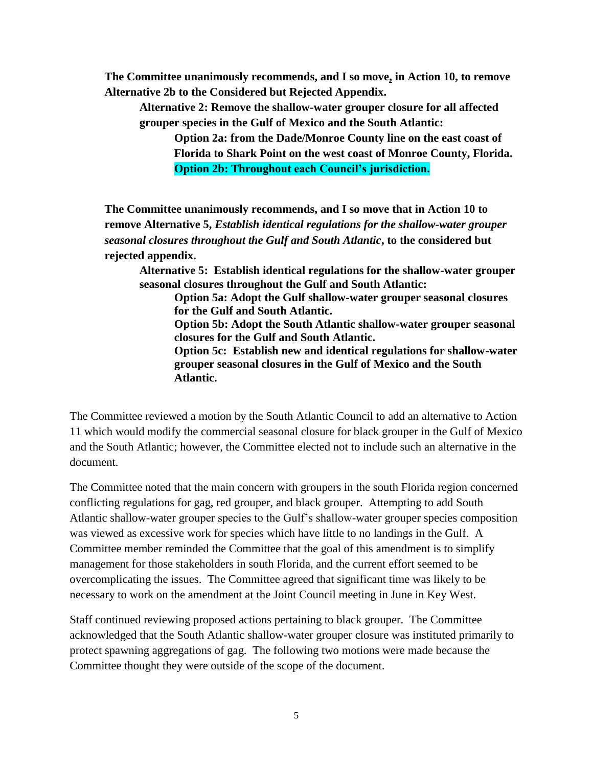**The Committee unanimously recommends, and I so move, in Action 10, to remove Alternative 2b to the Considered but Rejected Appendix.**

> **Alternative 2: Remove the shallow-water grouper closure for all affected grouper species in the Gulf of Mexico and the South Atlantic:**
>
> > **Option 2a: from the Dade/Monroe County line on the east coast of Florida to Shark Point on the west coast of Monroe County, Florida.**
> >
> > **Option 2b: Throughout each Council's jurisdiction.**

**The Committee unanimously recommends, and I so move that in Action 10 to remove Alternative 5, *Establish identical regulations for the shallow-water grouper seasonal closures throughout the Gulf and South Atlantic*, to the considered but rejected appendix.**

> **Alternative 5: Establish identical regulations for the shallow-water grouper seasonal closures throughout the Gulf and South Atlantic:**
>
> > **Option 5a: Adopt the Gulf shallow-water grouper seasonal closures for the Gulf and South Atlantic.**
> >
> > **Option 5b: Adopt the South Atlantic shallow-water grouper seasonal closures for the Gulf and South Atlantic.**
> >
> > **Option 5c: Establish new and identical regulations for shallow-water grouper seasonal closures in the Gulf of Mexico and the South Atlantic.**

The Committee reviewed a motion by the South Atlantic Council to add an alternative to Action 11 which would modify the commercial seasonal closure for black grouper in the Gulf of Mexico and the South Atlantic; however, the Committee elected not to include such an alternative in the document.

The Committee noted that the main concern with groupers in the south Florida region concerned conflicting regulations for gag, red grouper, and black grouper. Attempting to add South Atlantic shallow-water grouper species to the Gulf's shallow-water grouper species composition was viewed as excessive work for species which have little to no landings in the Gulf. A Committee member reminded the Committee that the goal of this amendment is to simplify management for those stakeholders in south Florida, and the current effort seemed to be overcomplicating the issues. The Committee agreed that significant time was likely to be necessary to work on the amendment at the Joint Council meeting in June in Key West.

Staff continued reviewing proposed actions pertaining to black grouper. The Committee acknowledged that the South Atlantic shallow-water grouper closure was instituted primarily to protect spawning aggregations of gag. The following two motions were made because the Committee thought they were outside of the scope of the document.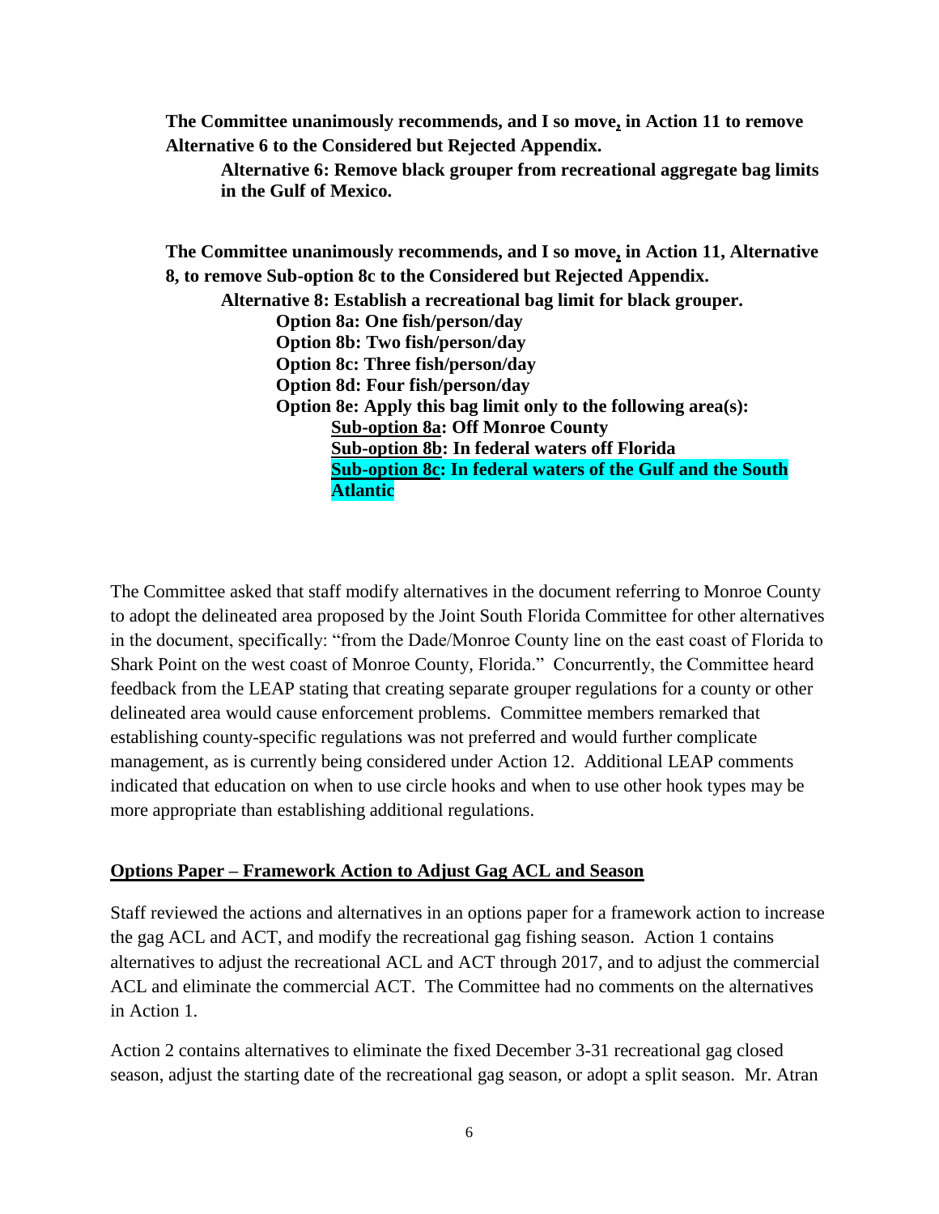**The Committee unanimously recommends, and I so move, in Action 11 to remove Alternative 6 to the Considered but Rejected Appendix.**

> **Alternative 6: Remove black grouper from recreational aggregate bag limits in the Gulf of Mexico.**

**The Committee unanimously recommends, and I so move, in Action 11, Alternative 8, to remove Sub-option 8c to the Considered but Rejected Appendix.**

> **Alternative 8: Establish a recreational bag limit for black grouper.**
>
> > **Option 8a: One fish/person/day**
> > **Option 8b: Two fish/person/day**
> > **Option 8c: Three fish/person/day**
> > **Option 8d: Four fish/person/day**
> > **Option 8e: Apply this bag limit only to the following area(s):**
> >
> > > **Sub-option 8a: Off Monroe County**
> > > **Sub-option 8b: In federal waters off Florida**
> > > **Sub-option 8c: In federal waters of the Gulf and the South Atlantic**

The Committee asked that staff modify alternatives in the document referring to Monroe County to adopt the delineated area proposed by the Joint South Florida Committee for other alternatives in the document, specifically: "from the Dade/Monroe County line on the east coast of Florida to Shark Point on the west coast of Monroe County, Florida." Concurrently, the Committee heard feedback from the LEAP stating that creating separate grouper regulations for a county or other delineated area would cause enforcement problems. Committee members remarked that establishing county-specific regulations was not preferred and would further complicate management, as is currently being considered under Action 12. Additional LEAP comments indicated that education on when to use circle hooks and when to use other hook types may be more appropriate than establishing additional regulations.

## Options Paper – Framework Action to Adjust Gag ACL and Season

Staff reviewed the actions and alternatives in an options paper for a framework action to increase the gag ACL and ACT, and modify the recreational gag fishing season. Action 1 contains alternatives to adjust the recreational ACL and ACT through 2017, and to adjust the commercial ACL and eliminate the commercial ACT. The Committee had no comments on the alternatives in Action 1.

Action 2 contains alternatives to eliminate the fixed December 3-31 recreational gag closed season, adjust the starting date of the recreational gag season, or adopt a split season. Mr. Atran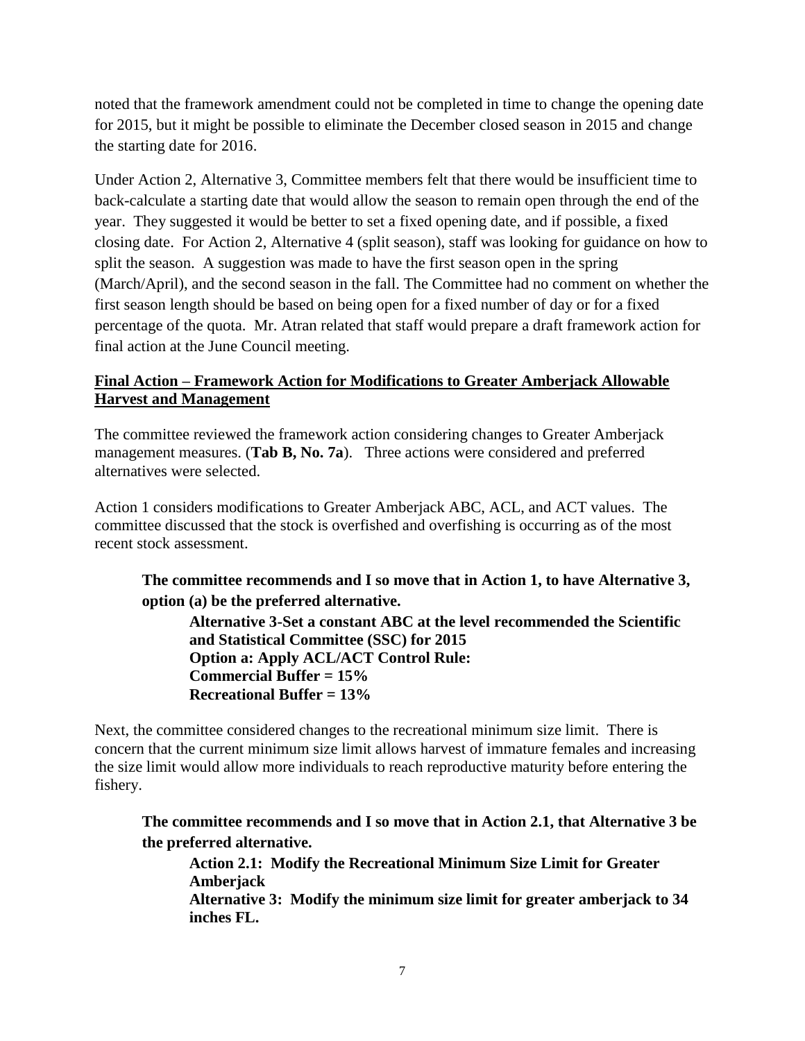noted that the framework amendment could not be completed in time to change the opening date for 2015, but it might be possible to eliminate the December closed season in 2015 and change the starting date for 2016.

Under Action 2, Alternative 3, Committee members felt that there would be insufficient time to back-calculate a starting date that would allow the season to remain open through the end of the year. They suggested it would be better to set a fixed opening date, and if possible, a fixed closing date. For Action 2, Alternative 4 (split season), staff was looking for guidance on how to split the season. A suggestion was made to have the first season open in the spring (March/April), and the second season in the fall. The Committee had no comment on whether the first season length should be based on being open for a fixed number of day or for a fixed percentage of the quota. Mr. Atran related that staff would prepare a draft framework action for final action at the June Council meeting.

**<u>Final Action – Framework Action for Modifications to Greater Amberjack Allowable Harvest and Management</u>**

The committee reviewed the framework action considering changes to Greater Amberjack management measures. (**Tab B, No. 7a**). Three actions were considered and preferred alternatives were selected.

Action 1 considers modifications to Greater Amberjack ABC, ACL, and ACT values. The committee discussed that the stock is overfished and overfishing is occurring as of the most recent stock assessment.

> **The committee recommends and I so move that in Action 1, to have Alternative 3, option (a) be the preferred alternative.**
>
> > **Alternative 3-Set a constant ABC at the level recommended the Scientific and Statistical Committee (SSC) for 2015**
> > **Option a: Apply ACL/ACT Control Rule:**
> > **Commercial Buffer = 15%**
> > **Recreational Buffer = 13%**

Next, the committee considered changes to the recreational minimum size limit. There is concern that the current minimum size limit allows harvest of immature females and increasing the size limit would allow more individuals to reach reproductive maturity before entering the fishery.

> **The committee recommends and I so move that in Action 2.1, that Alternative 3 be the preferred alternative.**
>
> > **Action 2.1: Modify the Recreational Minimum Size Limit for Greater Amberjack**
> > **Alternative 3: Modify the minimum size limit for greater amberjack to 34 inches FL.**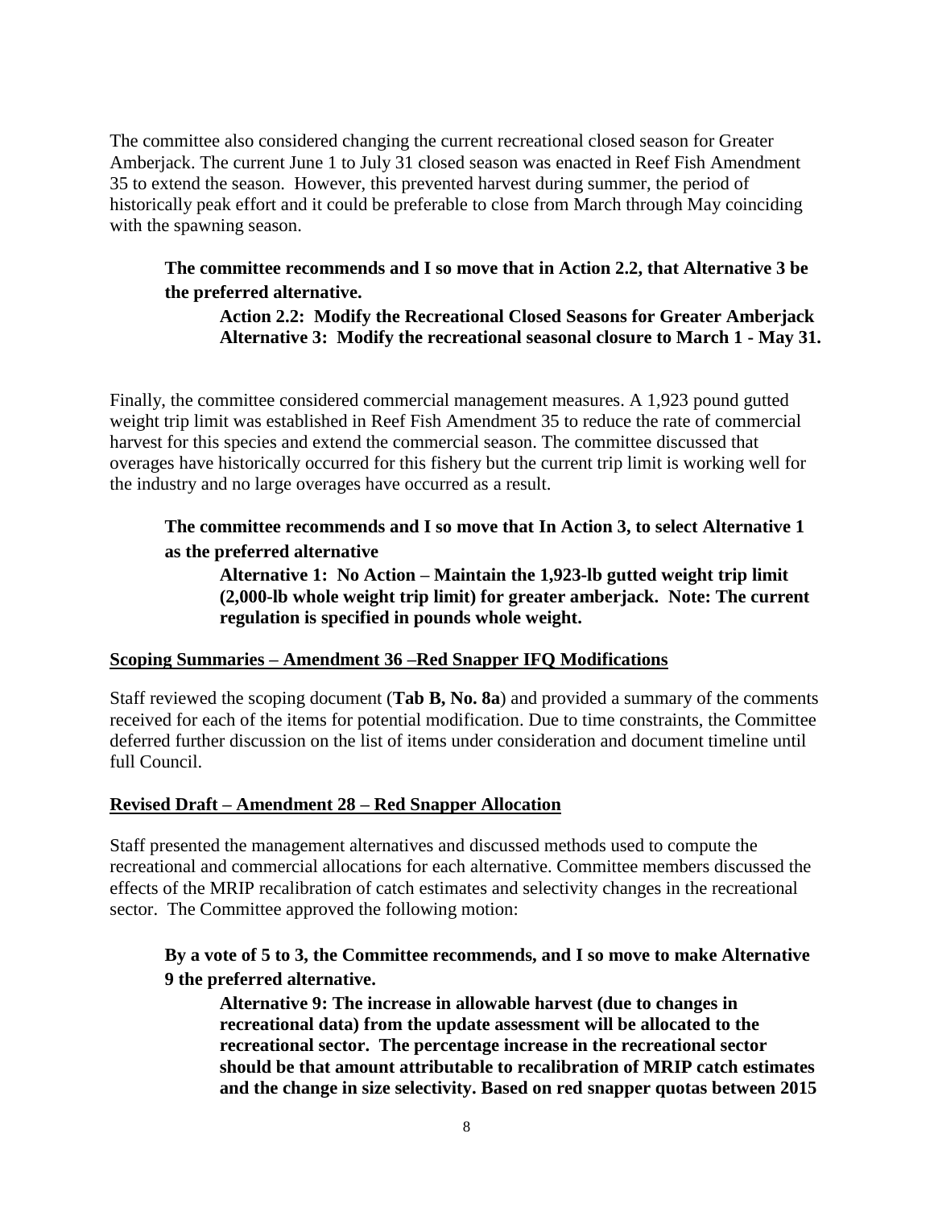The committee also considered changing the current recreational closed season for Greater Amberjack. The current June 1 to July 31 closed season was enacted in Reef Fish Amendment 35 to extend the season. However, this prevented harvest during summer, the period of historically peak effort and it could be preferable to close from March through May coinciding with the spawning season.

> **The committee recommends and I so move that in Action 2.2, that Alternative 3 be the preferred alternative.**
>
> > **Action 2.2: Modify the Recreational Closed Seasons for Greater Amberjack**
> > **Alternative 3: Modify the recreational seasonal closure to March 1 - May 31.**

Finally, the committee considered commercial management measures. A 1,923 pound gutted weight trip limit was established in Reef Fish Amendment 35 to reduce the rate of commercial harvest for this species and extend the commercial season. The committee discussed that overages have historically occurred for this fishery but the current trip limit is working well for the industry and no large overages have occurred as a result.

> **The committee recommends and I so move that In Action 3, to select Alternative 1 as the preferred alternative**
>
> > **Alternative 1: No Action – Maintain the 1,923-lb gutted weight trip limit (2,000-lb whole weight trip limit) for greater amberjack. Note: The current regulation is specified in pounds whole weight.**

**Scoping Summaries – Amendment 36 –Red Snapper IFQ Modifications**

Staff reviewed the scoping document (**Tab B, No. 8a**) and provided a summary of the comments received for each of the items for potential modification. Due to time constraints, the Committee deferred further discussion on the list of items under consideration and document timeline until full Council.

**Revised Draft – Amendment 28 – Red Snapper Allocation**

Staff presented the management alternatives and discussed methods used to compute the recreational and commercial allocations for each alternative. Committee members discussed the effects of the MRIP recalibration of catch estimates and selectivity changes in the recreational sector. The Committee approved the following motion:

> **By a vote of 5 to 3, the Committee recommends, and I so move to make Alternative 9 the preferred alternative.**
>
> > **Alternative 9: The increase in allowable harvest (due to changes in recreational data) from the update assessment will be allocated to the recreational sector. The percentage increase in the recreational sector should be that amount attributable to recalibration of MRIP catch estimates and the change in size selectivity. Based on red snapper quotas between 2015**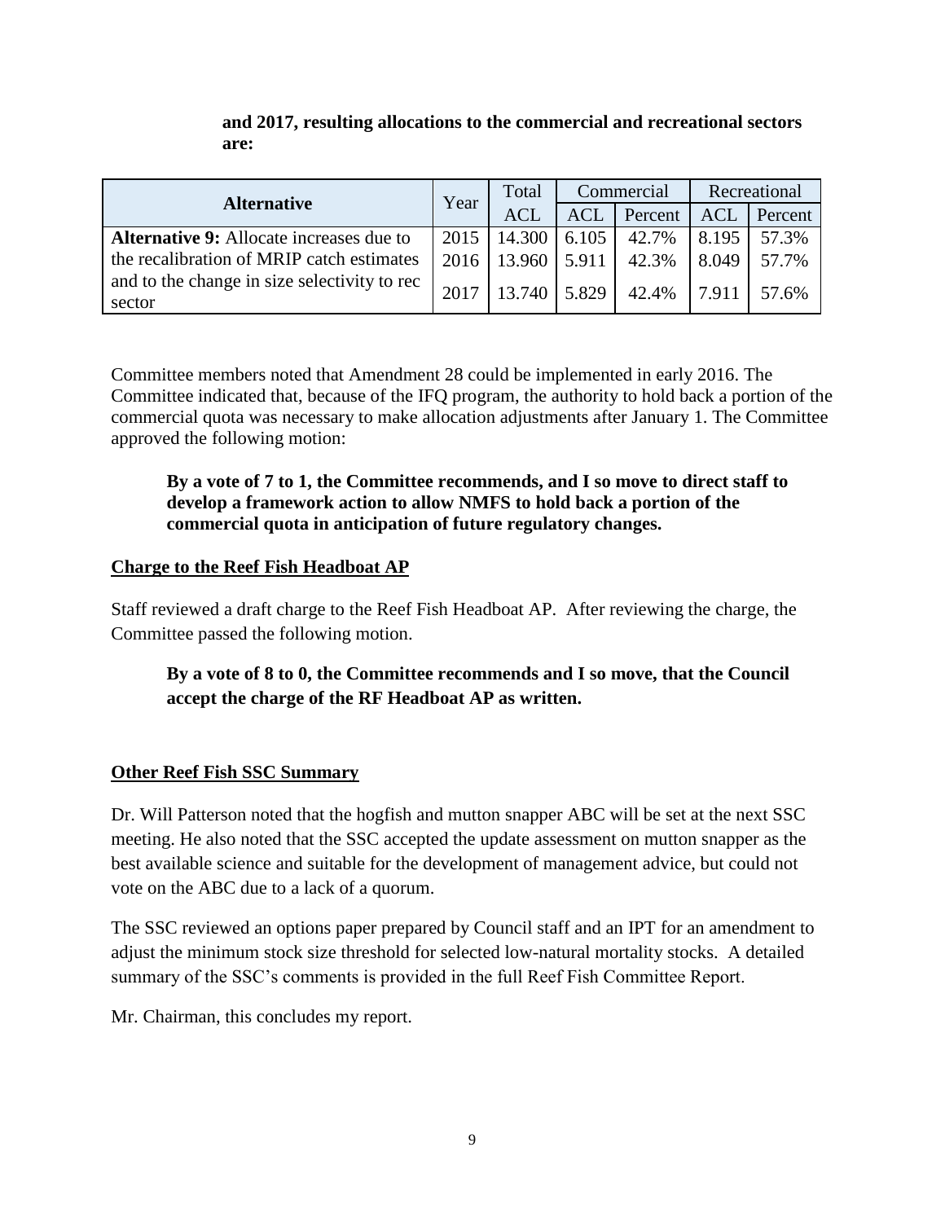**and 2017, resulting allocations to the commercial and recreational sectors are:**

| Alternative | Year | Total | Commercial | | Recreational | |
|---|---|---|---|---|---|---|
| | | ACL | ACL | Percent | ACL | Percent |
| **Alternative 9:** Allocate increases due to the recalibration of MRIP catch estimates and to the change in size selectivity to rec sector | 2015 | 14.300 | 6.105 | 42.7% | 8.195 | 57.3% |
| | 2016 | 13.960 | 5.911 | 42.3% | 8.049 | 57.7% |
| | 2017 | 13.740 | 5.829 | 42.4% | 7.911 | 57.6% |

Committee members noted that Amendment 28 could be implemented in early 2016. The Committee indicated that, because of the IFQ program, the authority to hold back a portion of the commercial quota was necessary to make allocation adjustments after January 1. The Committee approved the following motion:

> **By a vote of 7 to 1, the Committee recommends, and I so move to direct staff to develop a framework action to allow NMFS to hold back a portion of the commercial quota in anticipation of future regulatory changes.**

## Charge to the Reef Fish Headboat AP

Staff reviewed a draft charge to the Reef Fish Headboat AP. After reviewing the charge, the Committee passed the following motion.

> **By a vote of 8 to 0, the Committee recommends and I so move, that the Council accept the charge of the RF Headboat AP as written.**

## Other Reef Fish SSC Summary

Dr. Will Patterson noted that the hogfish and mutton snapper ABC will be set at the next SSC meeting. He also noted that the SSC accepted the update assessment on mutton snapper as the best available science and suitable for the development of management advice, but could not vote on the ABC due to a lack of a quorum.

The SSC reviewed an options paper prepared by Council staff and an IPT for an amendment to adjust the minimum stock size threshold for selected low-natural mortality stocks. A detailed summary of the SSC's comments is provided in the full Reef Fish Committee Report.

Mr. Chairman, this concludes my report.